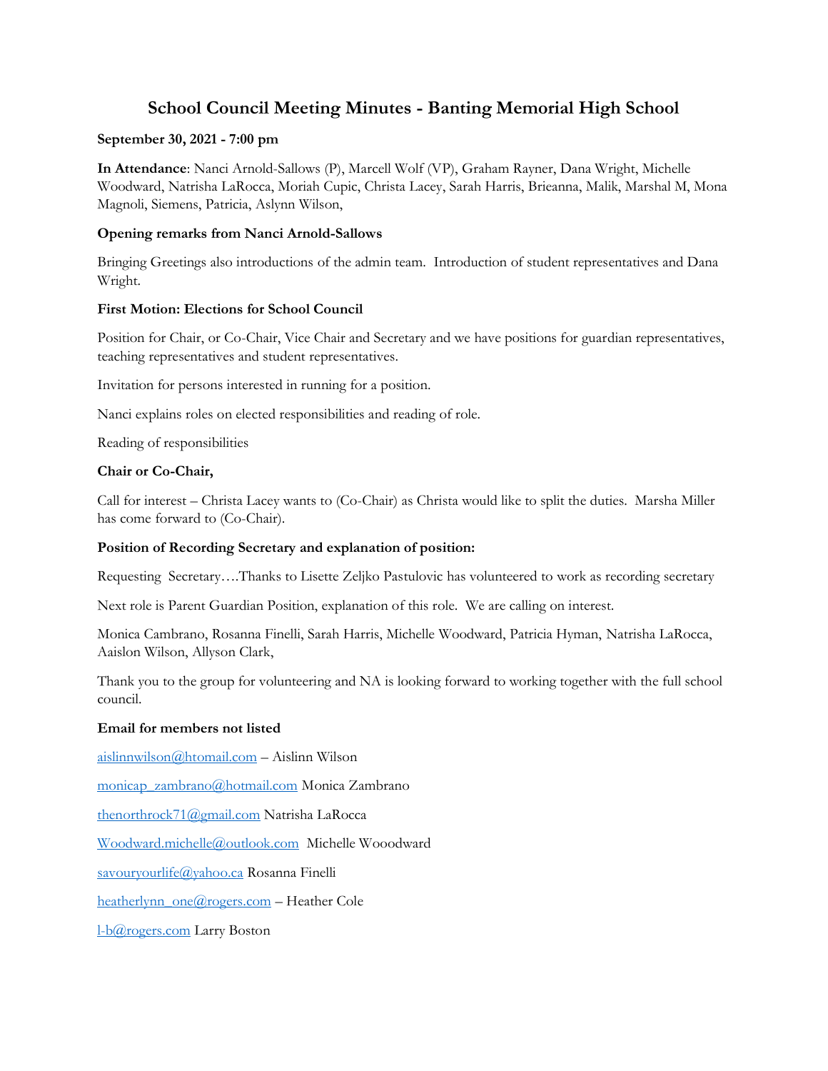# School Council Meeting Minutes - Banting Memorial High School

**September 30, 2021 - 7:00 pm**

**In Attendance**: Nanci Arnold-Sallows (P), Marcell Wolf (VP), Graham Rayner, Dana Wright, Michelle Woodward, Natrisha LaRocca, Moriah Cupic, Christa Lacey, Sarah Harris, Brieanna, Malik, Marshal M, Mona Magnoli, Siemens, Patricia, Aslynn Wilson,

**Opening remarks from Nanci Arnold-Sallows**

Bringing Greetings also introductions of the admin team. Introduction of student representatives and Dana Wright.

**First Motion: Elections for School Council**

Position for Chair, or Co-Chair, Vice Chair and Secretary and we have positions for guardian representatives, teaching representatives and student representatives.

Invitation for persons interested in running for a position.

Nanci explains roles on elected responsibilities and reading of role.

Reading of responsibilities

**Chair or Co-Chair,**

Call for interest – Christa Lacey wants to (Co-Chair) as Christa would like to split the duties. Marsha Miller has come forward to (Co-Chair).

**Position of Recording Secretary and explanation of position:**

Requesting Secretary….Thanks to Lisette Zeljko Pastulovic has volunteered to work as recording secretary

Next role is Parent Guardian Position, explanation of this role. We are calling on interest.

Monica Cambrano, Rosanna Finelli, Sarah Harris, Michelle Woodward, Patricia Hyman, Natrisha LaRocca, Aaislon Wilson, Allyson Clark,

Thank you to the group for volunteering and NA is looking forward to working together with the full school council.

**Email for members not listed**

aislinnwilson@htomail.com – Aislinn Wilson

monicap_zambrano@hotmail.com Monica Zambrano

thenorthrock71@gmail.com Natrisha LaRocca

Woodward.michelle@outlook.com Michelle Wooodward

savouryourlife@yahoo.ca Rosanna Finelli

heatherlynn_one@rogers.com – Heather Cole

l-b@rogers.com Larry Boston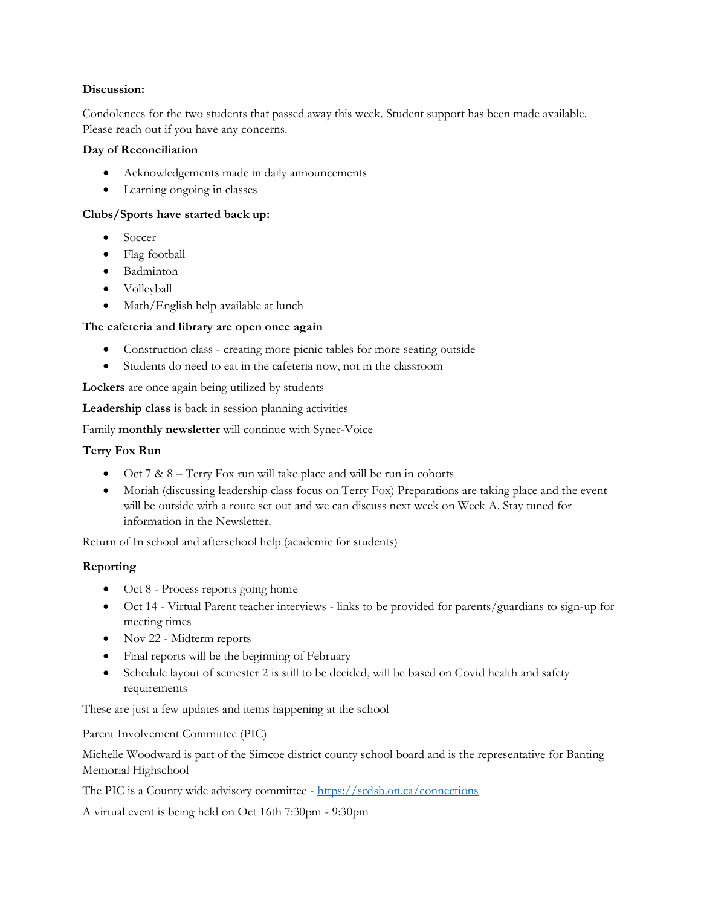**Discussion:**

Condolences for the two students that passed away this week. Student support has been made available. Please reach out if you have any concerns.

**Day of Reconciliation**

- Acknowledgements made in daily announcements
- Learning ongoing in classes

**Clubs/Sports have started back up:**

- Soccer
- Flag football
- Badminton
- Volleyball
- Math/English help available at lunch

**The cafeteria and library are open once again**

- Construction class - creating more picnic tables for more seating outside
- Students do need to eat in the cafeteria now, not in the classroom

**Lockers** are once again being utilized by students

**Leadership class** is back in session planning activities

Family **monthly newsletter** will continue with Syner-Voice

**Terry Fox Run**

- Oct 7 & 8 – Terry Fox run will take place and will be run in cohorts
- Moriah (discussing leadership class focus on Terry Fox) Preparations are taking place and the event will be outside with a route set out and we can discuss next week on Week A. Stay tuned for information in the Newsletter.

Return of In school and afterschool help (academic for students)

**Reporting**

- Oct 8 - Process reports going home
- Oct 14 - Virtual Parent teacher interviews - links to be provided for parents/guardians to sign-up for meeting times
- Nov 22 - Midterm reports
- Final reports will be the beginning of February
- Schedule layout of semester 2 is still to be decided, will be based on Covid health and safety requirements

These are just a few updates and items happening at the school

Parent Involvement Committee (PIC)

Michelle Woodward is part of the Simcoe district county school board and is the representative for Banting Memorial Highschool

The PIC is a County wide advisory committee - [https://scdsb.on.ca/connections](https://scdsb.on.ca/connections)

A virtual event is being held on Oct 16th 7:30pm - 9:30pm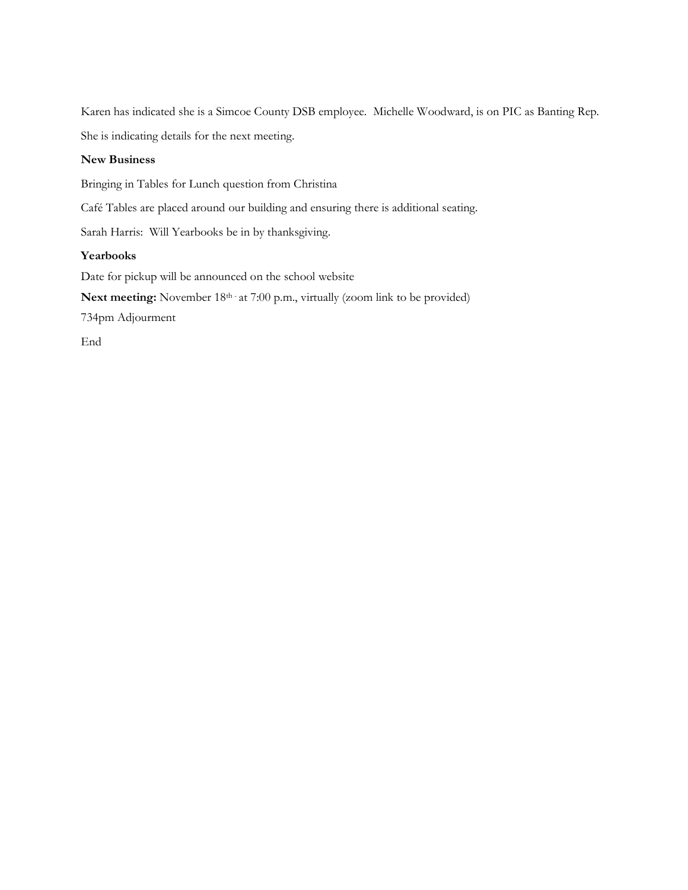Karen has indicated she is a Simcoe County DSB employee.  Michelle Woodward, is on PIC as Banting Rep.

She is indicating details for the next meeting.

**New Business**

Bringing in Tables for Lunch question from Christina

Café Tables are placed around our building and ensuring there is additional seating.

Sarah Harris:  Will Yearbooks be in by thanksgiving.

**Yearbooks**

Date for pickup will be announced on the school website

**Next meeting:** November 18th - at 7:00 p.m., virtually (zoom link to be provided)

734pm Adjourment

End